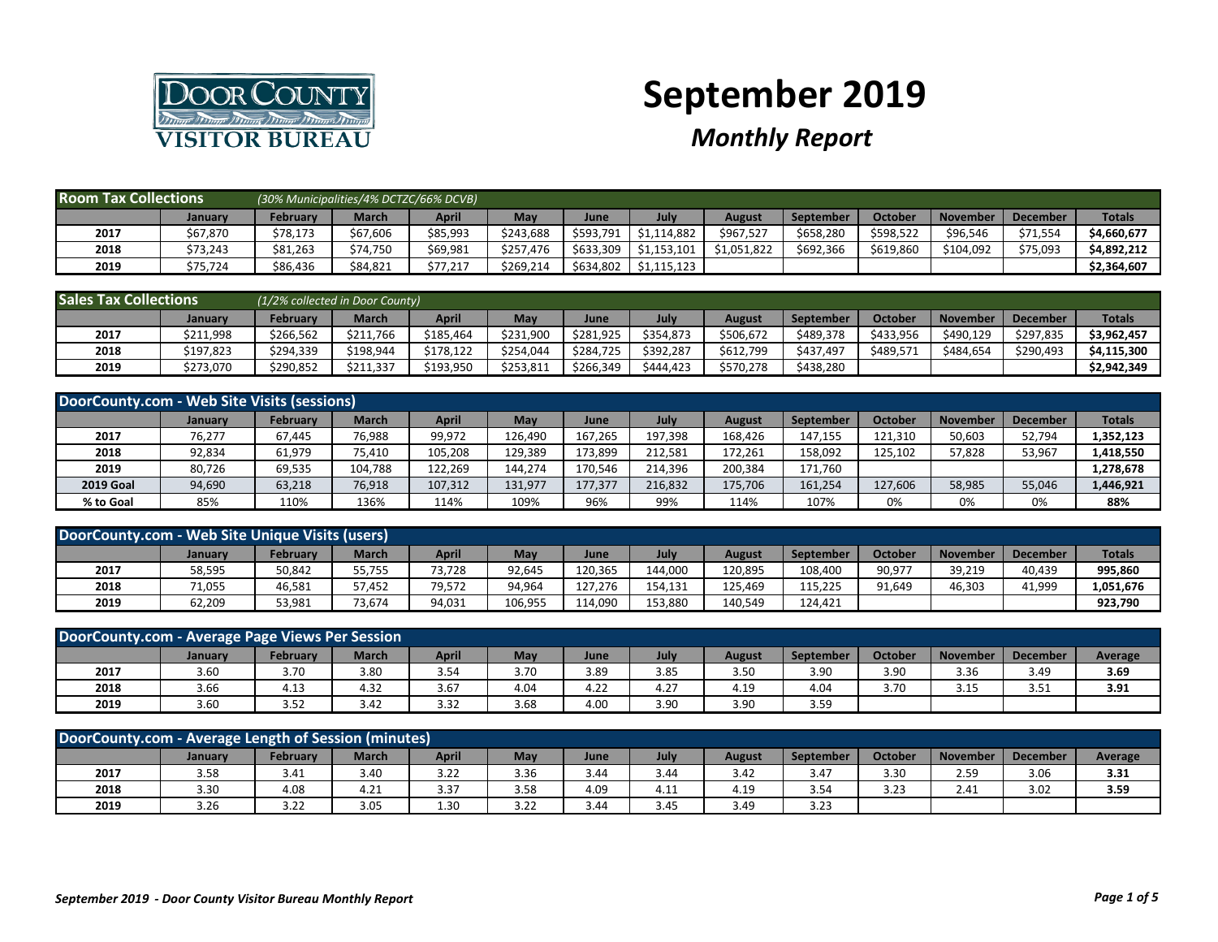# September 2019

## *Monthly Report*

**Room Tax Collections** *(30% Municipalities/4% DCTZC/66% DCVB)*

| | January | February | March | April | May | June | July | August | September | October | November | December | Totals |
|---|---|---|---|---|---|---|---|---|---|---|---|---|---|
| 2017 | $67,870 | $78,173 | $67,606 | $85,993 | $243,688 | $593,791 | $1,114,882 | $967,527 | $658,280 | $598,522 | $96,546 | $71,554 | **$4,660,677** |
| 2018 | $73,243 | $81,263 | $74,750 | $69,981 | $257,476 | $633,309 | $1,153,101 | $1,051,822 | $692,366 | $619,860 | $104,092 | $75,093 | **$4,892,212** |
| 2019 | $75,724 | $86,436 | $84,821 | $77,217 | $269,214 | $634,802 | $1,115,123 | | | | | | **$2,364,607** |

**Sales Tax Collections** *(1/2% collected in Door County)*

| | January | February | March | April | May | June | July | August | September | October | November | December | Totals |
|---|---|---|---|---|---|---|---|---|---|---|---|---|---|
| 2017 | $211,998 | $266,562 | $211,766 | $185,464 | $231,900 | $281,925 | $354,873 | $506,672 | $489,378 | $433,956 | $490,129 | $297,835 | **$3,962,457** |
| 2018 | $197,823 | $294,339 | $198,944 | $178,122 | $254,044 | $284,725 | $392,287 | $612,799 | $437,497 | $489,571 | $484,654 | $290,493 | **$4,115,300** |
| 2019 | $273,070 | $290,852 | $211,337 | $193,950 | $253,811 | $266,349 | $444,423 | $570,278 | $438,280 | | | | **$2,942,349** |

**DoorCounty.com - Web Site Visits (sessions)**

| | January | February | March | April | May | June | July | August | September | October | November | December | Totals |
|---|---|---|---|---|---|---|---|---|---|---|---|---|---|
| 2017 | 76,277 | 67,445 | 76,988 | 99,972 | 126,490 | 167,265 | 197,398 | 168,426 | 147,155 | 121,310 | 50,603 | 52,794 | **1,352,123** |
| 2018 | 92,834 | 61,979 | 75,410 | 105,208 | 129,389 | 173,899 | 212,581 | 172,261 | 158,092 | 125,102 | 57,828 | 53,967 | **1,418,550** |
| 2019 | 80,726 | 69,535 | 104,788 | 122,269 | 144,274 | 170,546 | 214,396 | 200,384 | 171,760 | | | | **1,278,678** |
| **2019 Goal** | 94,690 | 63,218 | 76,918 | 107,312 | 131,977 | 177,377 | 216,832 | 175,706 | 161,254 | 127,606 | 58,985 | 55,046 | **1,446,921** |
| **% to Goal** | 85% | 110% | 136% | 114% | 109% | 96% | 99% | 114% | 107% | 0% | 0% | 0% | **88%** |

**DoorCounty.com - Web Site Unique Visits (users)**

| | January | February | March | April | May | June | July | August | September | October | November | December | Totals |
|---|---|---|---|---|---|---|---|---|---|---|---|---|---|
| 2017 | 58,595 | 50,842 | 55,755 | 73,728 | 92,645 | 120,365 | 144,000 | 120,895 | 108,400 | 90,977 | 39,219 | 40,439 | **995,860** |
| 2018 | 71,055 | 46,581 | 57,452 | 79,572 | 94,964 | 127,276 | 154,131 | 125,469 | 115,225 | 91,649 | 46,303 | 41,999 | **1,051,676** |
| 2019 | 62,209 | 53,981 | 73,674 | 94,031 | 106,955 | 114,090 | 153,880 | 140,549 | 124,421 | | | | **923,790** |

**DoorCounty.com - Average Page Views Per Session**

| | January | February | March | April | May | June | July | August | September | October | November | December | Average |
|---|---|---|---|---|---|---|---|---|---|---|---|---|---|
| 2017 | 3.60 | 3.70 | 3.80 | 3.54 | 3.70 | 3.89 | 3.85 | 3.50 | 3.90 | 3.90 | 3.36 | 3.49 | **3.69** |
| 2018 | 3.66 | 4.13 | 4.32 | 3.67 | 4.04 | 4.22 | 4.27 | 4.19 | 4.04 | 3.70 | 3.15 | 3.51 | **3.91** |
| 2019 | 3.60 | 3.52 | 3.42 | 3.32 | 3.68 | 4.00 | 3.90 | 3.90 | 3.59 | | | | |

**DoorCounty.com - Average Length of Session (minutes)**

| | January | February | March | April | May | June | July | August | September | October | November | December | Average |
|---|---|---|---|---|---|---|---|---|---|---|---|---|---|
| 2017 | 3.58 | 3.41 | 3.40 | 3.22 | 3.36 | 3.44 | 3.44 | 3.42 | 3.47 | 3.30 | 2.59 | 3.06 | **3.31** |
| 2018 | 3.30 | 4.08 | 4.21 | 3.37 | 3.58 | 4.09 | 4.11 | 4.19 | 3.54 | 3.23 | 2.41 | 3.02 | **3.59** |
| 2019 | 3.26 | 3.22 | 3.05 | 1.30 | 3.22 | 3.44 | 3.45 | 3.49 | 3.23 | | | | |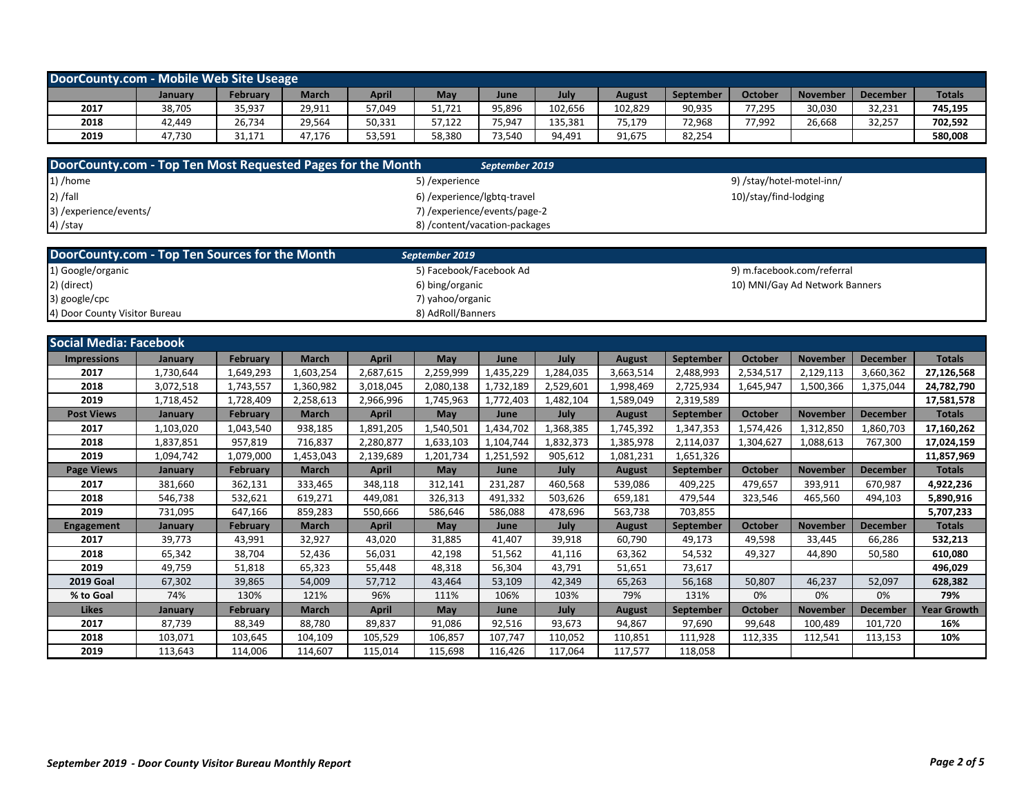## DoorCounty.com - Mobile Web Site Useage

| | January | February | March | April | May | June | July | August | September | October | November | December | Totals |
|---|---|---|---|---|---|---|---|---|---|---|---|---|---|
| 2017 | 38,705 | 35,937 | 29,911 | 57,049 | 51,721 | 95,896 | 102,656 | 102,829 | 90,935 | 77,295 | 30,030 | 32,231 | **745,195** |
| 2018 | 42,449 | 26,734 | 29,564 | 50,331 | 57,122 | 75,947 | 135,381 | 75,179 | 72,968 | 77,992 | 26,668 | 32,257 | **702,592** |
| 2019 | 47,730 | 31,171 | 47,176 | 53,591 | 58,380 | 73,540 | 94,491 | 91,675 | 82,254 | | | | **580,008** |

## DoorCounty.com - Top Ten Most Requested Pages for the Month — *September 2019*

1) /home
2) /fall
3) /experience/events/
4) /stay
5) /experience
6) /experience/lgbtq-travel
7) /experience/events/page-2
8) /content/vacation-packages
9) /stay/hotel-motel-inn/
10)/stay/find-lodging

## DoorCounty.com - Top Ten Sources for the Month — *September 2019*

1) Google/organic
2) (direct)
3) google/cpc
4) Door County Visitor Bureau
5) Facebook/Facebook Ad
6) bing/organic
7) yahoo/organic
8) AdRoll/Banners
9) m.facebook.com/referral
10) MNI/Gay Ad Network Banners

## Social Media: Facebook

| Impressions | January | February | March | April | May | June | July | August | September | October | November | December | Totals |
|---|---|---|---|---|---|---|---|---|---|---|---|---|---|
| 2017 | 1,730,644 | 1,649,293 | 1,603,254 | 2,687,615 | 2,259,999 | 1,435,229 | 1,284,035 | 3,663,514 | 2,488,993 | 2,534,517 | 2,129,113 | 3,660,362 | **27,126,568** |
| 2018 | 3,072,518 | 1,743,557 | 1,360,982 | 3,018,045 | 2,080,138 | 1,732,189 | 2,529,601 | 1,998,469 | 2,725,934 | 1,645,947 | 1,500,366 | 1,375,044 | **24,782,790** |
| 2019 | 1,718,452 | 1,728,409 | 2,258,613 | 2,966,996 | 1,745,963 | 1,772,403 | 1,482,104 | 1,589,049 | 2,319,589 | | | | **17,581,578** |
| **Post Views** | **January** | **February** | **March** | **April** | **May** | **June** | **July** | **August** | **September** | **October** | **November** | **December** | **Totals** |
| 2017 | 1,103,020 | 1,043,540 | 938,185 | 1,891,205 | 1,540,501 | 1,434,702 | 1,368,385 | 1,745,392 | 1,347,353 | 1,574,426 | 1,312,850 | 1,860,703 | **17,160,262** |
| 2018 | 1,837,851 | 957,819 | 716,837 | 2,280,877 | 1,633,103 | 1,104,744 | 1,832,373 | 1,385,978 | 2,114,037 | 1,304,627 | 1,088,613 | 767,300 | **17,024,159** |
| 2019 | 1,094,742 | 1,079,000 | 1,453,043 | 2,139,689 | 1,201,734 | 1,251,592 | 905,612 | 1,081,231 | 1,651,326 | | | | **11,857,969** |
| **Page Views** | **January** | **February** | **March** | **April** | **May** | **June** | **July** | **August** | **September** | **October** | **November** | **December** | **Totals** |
| 2017 | 381,660 | 362,131 | 333,465 | 348,118 | 312,141 | 231,287 | 460,568 | 539,086 | 409,225 | 479,657 | 393,911 | 670,987 | **4,922,236** |
| 2018 | 546,738 | 532,621 | 619,271 | 449,081 | 326,313 | 491,332 | 503,626 | 659,181 | 479,544 | 323,546 | 465,560 | 494,103 | **5,890,916** |
| 2019 | 731,095 | 647,166 | 859,283 | 550,666 | 586,646 | 586,088 | 478,696 | 563,738 | 703,855 | | | | **5,707,233** |
| **Engagement** | **January** | **February** | **March** | **April** | **May** | **June** | **July** | **August** | **September** | **October** | **November** | **December** | **Totals** |
| 2017 | 39,773 | 43,991 | 32,927 | 43,020 | 31,885 | 41,407 | 39,918 | 60,790 | 49,173 | 49,598 | 33,445 | 66,286 | **532,213** |
| 2018 | 65,342 | 38,704 | 52,436 | 56,031 | 42,198 | 51,562 | 41,116 | 63,362 | 54,532 | 49,327 | 44,890 | 50,580 | **610,080** |
| 2019 | 49,759 | 51,818 | 65,323 | 55,448 | 48,318 | 56,304 | 43,791 | 51,651 | 73,617 | | | | **496,029** |
| **2019 Goal** | 67,302 | 39,865 | 54,009 | 57,712 | 43,464 | 53,109 | 42,349 | 65,263 | 56,168 | 50,807 | 46,237 | 52,097 | **628,382** |
| **% to Goal** | 74% | 130% | 121% | 96% | 111% | 106% | 103% | 79% | 131% | 0% | 0% | 0% | **79%** |
| **Likes** | **January** | **February** | **March** | **April** | **May** | **June** | **July** | **August** | **September** | **October** | **November** | **December** | **Year Growth** |
| 2017 | 87,739 | 88,349 | 88,780 | 89,837 | 91,086 | 92,516 | 93,673 | 94,867 | 97,690 | 99,648 | 100,489 | 101,720 | **16%** |
| 2018 | 103,071 | 103,645 | 104,109 | 105,529 | 106,857 | 107,747 | 110,052 | 110,851 | 111,928 | 112,335 | 112,541 | 113,153 | **10%** |
| 2019 | 113,643 | 114,006 | 114,607 | 115,014 | 115,698 | 116,426 | 117,064 | 117,577 | 118,058 | | | | |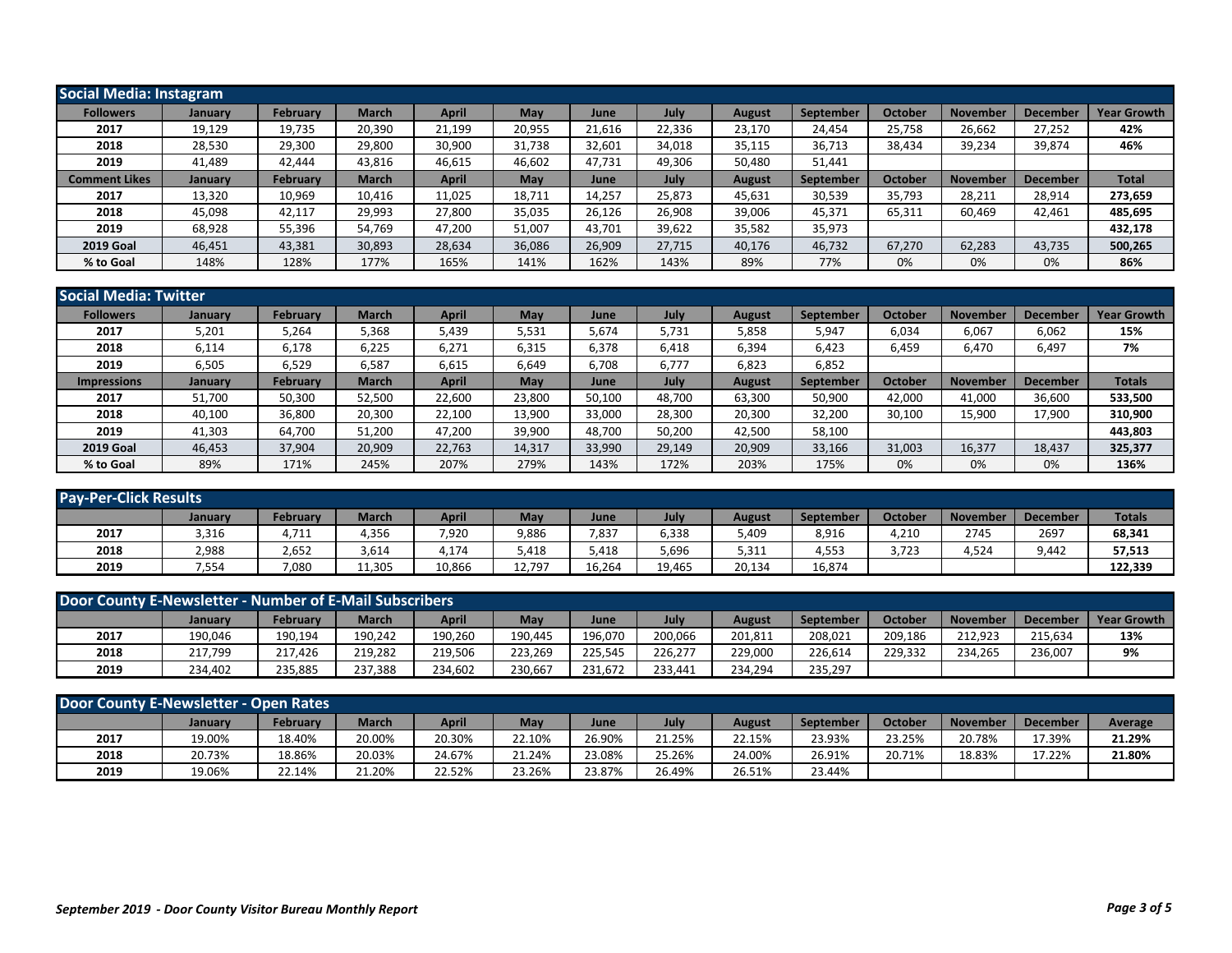## Social Media: Instagram

| Followers | January | February | March | April | May | June | July | August | September | October | November | December | Year Growth |
|---|---|---|---|---|---|---|---|---|---|---|---|---|---|
| 2017 | 19,129 | 19,735 | 20,390 | 21,199 | 20,955 | 21,616 | 22,336 | 23,170 | 24,454 | 25,758 | 26,662 | 27,252 | **42%** |
| 2018 | 28,530 | 29,300 | 29,800 | 30,900 | 31,738 | 32,601 | 34,018 | 35,115 | 36,713 | 38,434 | 39,234 | 39,874 | **46%** |
| 2019 | 41,489 | 42,444 | 43,816 | 46,615 | 46,602 | 47,731 | 49,306 | 50,480 | 51,441 | | | | |
| **Comment Likes** | **January** | **February** | **March** | **April** | **May** | **June** | **July** | **August** | **September** | **October** | **November** | **December** | **Total** |
| 2017 | 13,320 | 10,969 | 10,416 | 11,025 | 18,711 | 14,257 | 25,873 | 45,631 | 30,539 | 35,793 | 28,211 | 28,914 | **273,659** |
| 2018 | 45,098 | 42,117 | 29,993 | 27,800 | 35,035 | 26,126 | 26,908 | 39,006 | 45,371 | 65,311 | 60,469 | 42,461 | **485,695** |
| 2019 | 68,928 | 55,396 | 54,769 | 47,200 | 51,007 | 43,701 | 39,622 | 35,582 | 35,973 | | | | **432,178** |
| **2019 Goal** | 46,451 | 43,381 | 30,893 | 28,634 | 36,086 | 26,909 | 27,715 | 40,176 | 46,732 | 67,270 | 62,283 | 43,735 | **500,265** |
| **% to Goal** | 148% | 128% | 177% | 165% | 141% | 162% | 143% | 89% | 77% | 0% | 0% | 0% | **86%** |

## Social Media: Twitter

| Followers | January | February | March | April | May | June | July | August | September | October | November | December | Year Growth |
|---|---|---|---|---|---|---|---|---|---|---|---|---|---|
| 2017 | 5,201 | 5,264 | 5,368 | 5,439 | 5,531 | 5,674 | 5,731 | 5,858 | 5,947 | 6,034 | 6,067 | 6,062 | **15%** |
| 2018 | 6,114 | 6,178 | 6,225 | 6,271 | 6,315 | 6,378 | 6,418 | 6,394 | 6,423 | 6,459 | 6,470 | 6,497 | **7%** |
| 2019 | 6,505 | 6,529 | 6,587 | 6,615 | 6,649 | 6,708 | 6,777 | 6,823 | 6,852 | | | | |
| **Impressions** | **January** | **February** | **March** | **April** | **May** | **June** | **July** | **August** | **September** | **October** | **November** | **December** | **Totals** |
| 2017 | 51,700 | 50,300 | 52,500 | 22,600 | 23,800 | 50,100 | 48,700 | 63,300 | 50,900 | 42,000 | 41,000 | 36,600 | **533,500** |
| 2018 | 40,100 | 36,800 | 20,300 | 22,100 | 13,900 | 33,000 | 28,300 | 20,300 | 32,200 | 30,100 | 15,900 | 17,900 | **310,900** |
| 2019 | 41,303 | 64,700 | 51,200 | 47,200 | 39,900 | 48,700 | 50,200 | 42,500 | 58,100 | | | | **443,803** |
| **2019 Goal** | 46,453 | 37,904 | 20,909 | 22,763 | 14,317 | 33,990 | 29,149 | 20,909 | 33,166 | 31,003 | 16,377 | 18,437 | **325,377** |
| **% to Goal** | 89% | 171% | 245% | 207% | 279% | 143% | 172% | 203% | 175% | 0% | 0% | 0% | **136%** |

## Pay-Per-Click Results

| | January | February | March | April | May | June | July | August | September | October | November | December | Totals |
|---|---|---|---|---|---|---|---|---|---|---|---|---|---|
| 2017 | 3,316 | 4,711 | 4,356 | 7,920 | 9,886 | 7,837 | 6,338 | 5,409 | 8,916 | 4,210 | 2745 | 2697 | **68,341** |
| 2018 | 2,988 | 2,652 | 3,614 | 4,174 | 5,418 | 5,418 | 5,696 | 5,311 | 4,553 | 3,723 | 4,524 | 9,442 | **57,513** |
| 2019 | 7,554 | 7,080 | 11,305 | 10,866 | 12,797 | 16,264 | 19,465 | 20,134 | 16,874 | | | | **122,339** |

## Door County E-Newsletter - Number of E-Mail Subscribers

| | January | February | March | April | May | June | July | August | September | October | November | December | Year Growth |
|---|---|---|---|---|---|---|---|---|---|---|---|---|---|
| 2017 | 190,046 | 190,194 | 190,242 | 190,260 | 190,445 | 196,070 | 200,066 | 201,811 | 208,021 | 209,186 | 212,923 | 215,634 | **13%** |
| 2018 | 217,799 | 217,426 | 219,282 | 219,506 | 223,269 | 225,545 | 226,277 | 229,000 | 226,614 | 229,332 | 234,265 | 236,007 | **9%** |
| 2019 | 234,402 | 235,885 | 237,388 | 234,602 | 230,667 | 231,672 | 233,441 | 234,294 | 235,297 | | | | |

## Door County E-Newsletter - Open Rates

| | January | February | March | April | May | June | July | August | September | October | November | December | Average |
|---|---|---|---|---|---|---|---|---|---|---|---|---|---|
| 2017 | 19.00% | 18.40% | 20.00% | 20.30% | 22.10% | 26.90% | 21.25% | 22.15% | 23.93% | 23.25% | 20.78% | 17.39% | **21.29%** |
| 2018 | 20.73% | 18.86% | 20.03% | 24.67% | 21.24% | 23.08% | 25.26% | 24.00% | 26.91% | 20.71% | 18.83% | 17.22% | **21.80%** |
| 2019 | 19.06% | 22.14% | 21.20% | 22.52% | 23.26% | 23.87% | 26.49% | 26.51% | 23.44% | | | | |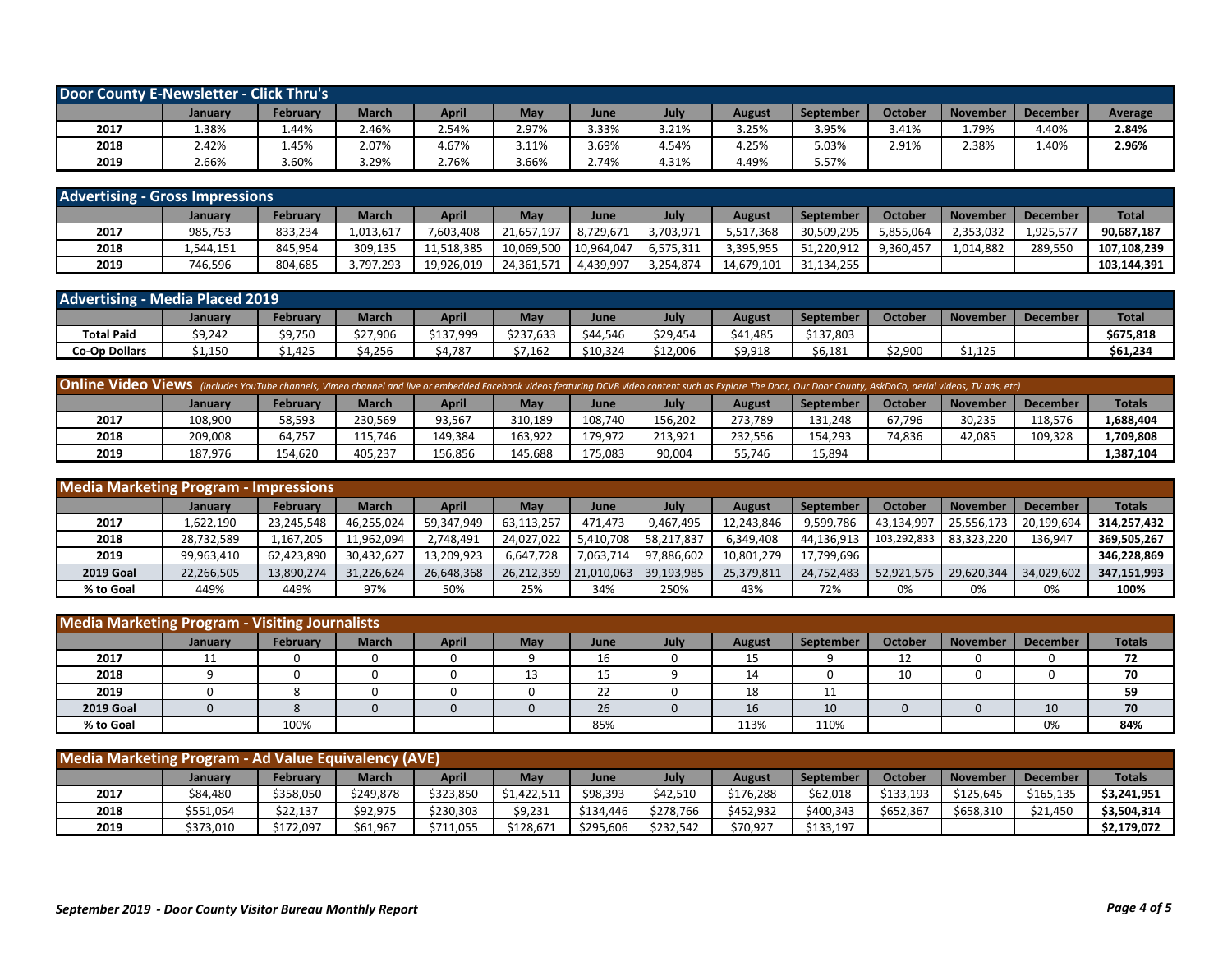## Door County E-Newsletter - Click Thru's

| | January | February | March | April | May | June | July | August | September | October | November | December | Average |
|---|---|---|---|---|---|---|---|---|---|---|---|---|---|
| 2017 | 1.38% | 1.44% | 2.46% | 2.54% | 2.97% | 3.33% | 3.21% | 3.25% | 3.95% | 3.41% | 1.79% | 4.40% | **2.84%** |
| 2018 | 2.42% | 1.45% | 2.07% | 4.67% | 3.11% | 3.69% | 4.54% | 4.25% | 5.03% | 2.91% | 2.38% | 1.40% | **2.96%** |
| 2019 | 2.66% | 3.60% | 3.29% | 2.76% | 3.66% | 2.74% | 4.31% | 4.49% | 5.57% | | | | |

## Advertising - Gross Impressions

| | January | February | March | April | May | June | July | August | September | October | November | December | Total |
|---|---|---|---|---|---|---|---|---|---|---|---|---|---|
| 2017 | 985,753 | 833,234 | 1,013,617 | 7,603,408 | 21,657,197 | 8,729,671 | 3,703,971 | 5,517,368 | 30,509,295 | 5,855,064 | 2,353,032 | 1,925,577 | **90,687,187** |
| 2018 | 1,544,151 | 845,954 | 309,135 | 11,518,385 | 10,069,500 | 10,964,047 | 6,575,311 | 3,395,955 | 51,220,912 | 9,360,457 | 1,014,882 | 289,550 | **107,108,239** |
| 2019 | 746,596 | 804,685 | 3,797,293 | 19,926,019 | 24,361,571 | 4,439,997 | 3,254,874 | 14,679,101 | 31,134,255 | | | | **103,144,391** |

## Advertising - Media Placed 2019

| | January | February | March | April | May | June | July | August | September | October | November | December | Total |
|---|---|---|---|---|---|---|---|---|---|---|---|---|---|
| **Total Paid** | $9,242 | $9,750 | $27,906 | $137,999 | $237,633 | $44,546 | $29,454 | $41,485 | $137,803 | | | | **$675,818** |
| **Co-Op Dollars** | $1,150 | $1,425 | $4,256 | $4,787 | $7,162 | $10,324 | $12,006 | $9,918 | $6,181 | $2,900 | $1,125 | | **$61,234** |

## Online Video Views *(includes YouTube channels, Vimeo channel and live or embedded Facebook videos featuring DCVB video content such as Explore The Door, Our Door County, AskDoCo, aerial videos, TV ads, etc)*

| | January | February | March | April | May | June | July | August | September | October | November | December | Totals |
|---|---|---|---|---|---|---|---|---|---|---|---|---|---|
| 2017 | 108,900 | 58,593 | 230,569 | 93,567 | 310,189 | 108,740 | 156,202 | 273,789 | 131,248 | 67,796 | 30,235 | 118,576 | **1,688,404** |
| 2018 | 209,008 | 64,757 | 115,746 | 149,384 | 163,922 | 179,972 | 213,921 | 232,556 | 154,293 | 74,836 | 42,085 | 109,328 | **1,709,808** |
| 2019 | 187,976 | 154,620 | 405,237 | 156,856 | 145,688 | 175,083 | 90,004 | 55,746 | 15,894 | | | | **1,387,104** |

## Media Marketing Program - Impressions

| | January | February | March | April | May | June | July | August | September | October | November | December | Totals |
|---|---|---|---|---|---|---|---|---|---|---|---|---|---|
| 2017 | 1,622,190 | 23,245,548 | 46,255,024 | 59,347,949 | 63,113,257 | 471,473 | 9,467,495 | 12,243,846 | 9,599,786 | 43,134,997 | 25,556,173 | 20,199,694 | **314,257,432** |
| 2018 | 28,732,589 | 1,167,205 | 11,962,094 | 2,748,491 | 24,027,022 | 5,410,708 | 58,217,837 | 6,349,408 | 44,136,913 | 103,292,833 | 83,323,220 | 136,947 | **369,505,267** |
| 2019 | 99,963,410 | 62,423,890 | 30,432,627 | 13,209,923 | 6,647,728 | 7,063,714 | 97,886,602 | 10,801,279 | 17,799,696 | | | | **346,228,869** |
| **2019 Goal** | 22,266,505 | 13,890,274 | 31,226,624 | 26,648,368 | 26,212,359 | 21,010,063 | 39,193,985 | 25,379,811 | 24,752,483 | 52,921,575 | 29,620,344 | 34,029,602 | **347,151,993** |
| **% to Goal** | 449% | 449% | 97% | 50% | 25% | 34% | 250% | 43% | 72% | 0% | 0% | 0% | **100%** |

## Media Marketing Program - Visiting Journalists

| | January | February | March | April | May | June | July | August | September | October | November | December | Totals |
|---|---|---|---|---|---|---|---|---|---|---|---|---|---|
| 2017 | 11 | 0 | 0 | 0 | 9 | 16 | 0 | 15 | 9 | 12 | 0 | 0 | **72** |
| 2018 | 9 | 0 | 0 | 0 | 13 | 15 | 9 | 14 | 0 | 10 | 0 | 0 | **70** |
| 2019 | 0 | 8 | 0 | 0 | 0 | 22 | 0 | 18 | 11 | | | | **59** |
| **2019 Goal** | 0 | 8 | 0 | 0 | 0 | 26 | 0 | 16 | 10 | 0 | 0 | 10 | **70** |
| **% to Goal** | | 100% | | | | 85% | | 113% | 110% | | | 0% | **84%** |

## Media Marketing Program - Ad Value Equivalency (AVE)

| | January | February | March | April | May | June | July | August | September | October | November | December | Totals |
|---|---|---|---|---|---|---|---|---|---|---|---|---|---|
| 2017 | $84,480 | $358,050 | $249,878 | $323,850 | $1,422,511 | $98,393 | $42,510 | $176,288 | $62,018 | $133,193 | $125,645 | $165,135 | **$3,241,951** |
| 2018 | $551,054 | $22,137 | $92,975 | $230,303 | $9,231 | $134,446 | $278,766 | $452,932 | $400,343 | $652,367 | $658,310 | $21,450 | **$3,504,314** |
| 2019 | $373,010 | $172,097 | $61,967 | $711,055 | $128,671 | $295,606 | $232,542 | $70,927 | $133,197 | | | | **$2,179,072** |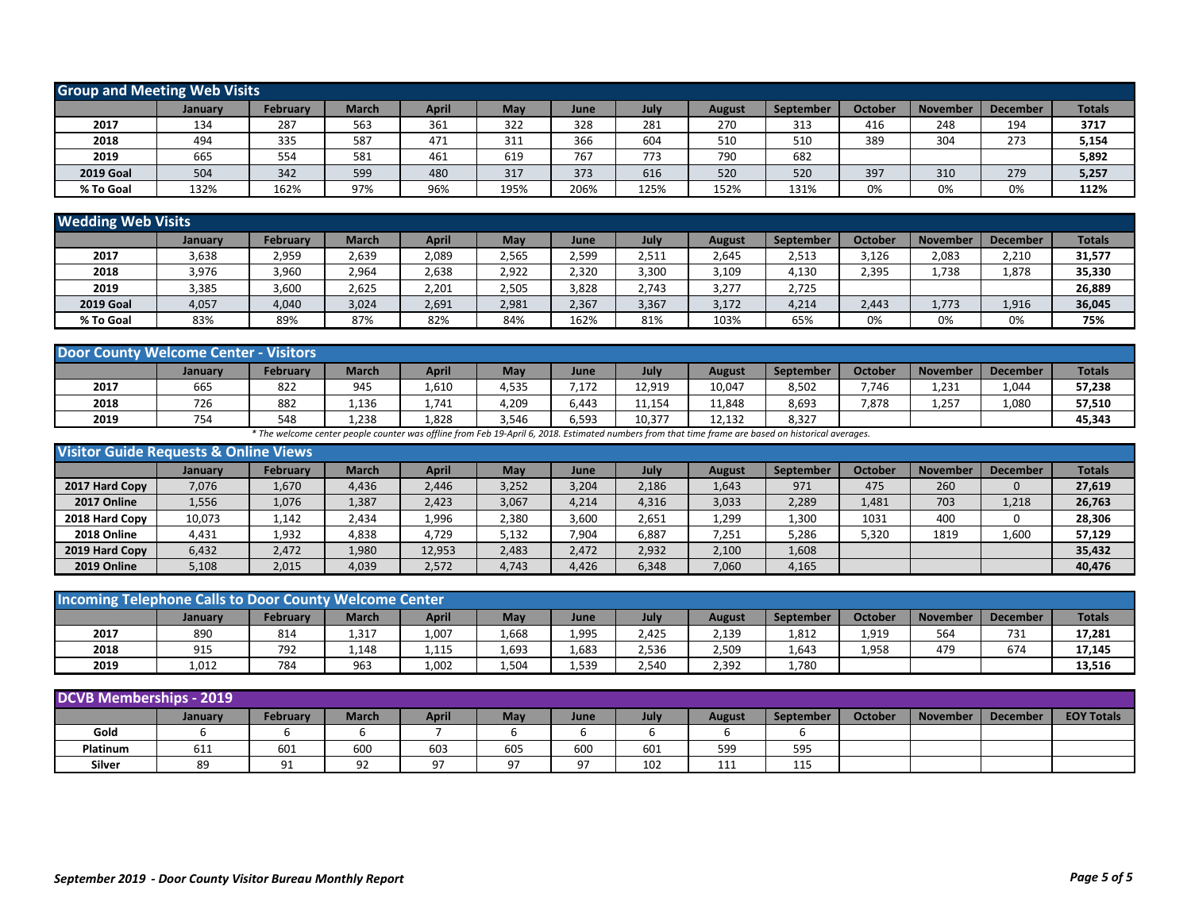## Group and Meeting Web Visits

| | January | February | March | April | May | June | July | August | September | October | November | December | Totals |
|---|---|---|---|---|---|---|---|---|---|---|---|---|---|
| **2017** | 134 | 287 | 563 | 361 | 322 | 328 | 281 | 270 | 313 | 416 | 248 | 194 | **3717** |
| **2018** | 494 | 335 | 587 | 471 | 311 | 366 | 604 | 510 | 510 | 389 | 304 | 273 | **5,154** |
| **2019** | 665 | 554 | 581 | 461 | 619 | 767 | 773 | 790 | 682 | | | | **5,892** |
| **2019 Goal** | 504 | 342 | 599 | 480 | 317 | 373 | 616 | 520 | 520 | 397 | 310 | 279 | **5,257** |
| **% To Goal** | 132% | 162% | 97% | 96% | 195% | 206% | 125% | 152% | 131% | 0% | 0% | 0% | **112%** |

## Wedding Web Visits

| | January | February | March | April | May | June | July | August | September | October | November | December | Totals |
|---|---|---|---|---|---|---|---|---|---|---|---|---|---|
| **2017** | 3,638 | 2,959 | 2,639 | 2,089 | 2,565 | 2,599 | 2,511 | 2,645 | 2,513 | 3,126 | 2,083 | 2,210 | **31,577** |
| **2018** | 3,976 | 3,960 | 2,964 | 2,638 | 2,922 | 2,320 | 3,300 | 3,109 | 4,130 | 2,395 | 1,738 | 1,878 | **35,330** |
| **2019** | 3,385 | 3,600 | 2,625 | 2,201 | 2,505 | 3,828 | 2,743 | 3,277 | 2,725 | | | | **26,889** |
| **2019 Goal** | 4,057 | 4,040 | 3,024 | 2,691 | 2,981 | 2,367 | 3,367 | 3,172 | 4,214 | 2,443 | 1,773 | 1,916 | **36,045** |
| **% To Goal** | 83% | 89% | 87% | 82% | 84% | 162% | 81% | 103% | 65% | 0% | 0% | 0% | **75%** |

## Door County Welcome Center - Visitors

| | January | February | March | April | May | June | July | August | September | October | November | December | Totals |
|---|---|---|---|---|---|---|---|---|---|---|---|---|---|
| **2017** | 665 | 822 | 945 | 1,610 | 4,535 | 7,172 | 12,919 | 10,047 | 8,502 | 7,746 | 1,231 | 1,044 | **57,238** |
| **2018** | 726 | 882 | 1,136 | 1,741 | 4,209 | 6,443 | 11,154 | 11,848 | 8,693 | 7,878 | 1,257 | 1,080 | **57,510** |
| **2019** | 754 | 548 | 1,238 | 1,828 | 3,546 | 6,593 | 10,377 | 12,132 | 8,327 | | | | **45,343** |

*\* The welcome center people counter was offline from Feb 19-April 6, 2018. Estimated numbers from that time frame are based on historical averages.*

## Visitor Guide Requests & Online Views

| | January | February | March | April | May | June | July | August | September | October | November | December | Totals |
|---|---|---|---|---|---|---|---|---|---|---|---|---|---|
| **2017 Hard Copy** | 7,076 | 1,670 | 4,436 | 2,446 | 3,252 | 3,204 | 2,186 | 1,643 | 971 | 475 | 260 | 0 | **27,619** |
| **2017 Online** | 1,556 | 1,076 | 1,387 | 2,423 | 3,067 | 4,214 | 4,316 | 3,033 | 2,289 | 1,481 | 703 | 1,218 | **26,763** |
| **2018 Hard Copy** | 10,073 | 1,142 | 2,434 | 1,996 | 2,380 | 3,600 | 2,651 | 1,299 | 1,300 | 1031 | 400 | 0 | **28,306** |
| **2018 Online** | 4,431 | 1,932 | 4,838 | 4,729 | 5,132 | 7,904 | 6,887 | 7,251 | 5,286 | 5,320 | 1819 | 1,600 | **57,129** |
| **2019 Hard Copy** | 6,432 | 2,472 | 1,980 | 12,953 | 2,483 | 2,472 | 2,932 | 2,100 | 1,608 | | | | **35,432** |
| **2019 Online** | 5,108 | 2,015 | 4,039 | 2,572 | 4,743 | 4,426 | 6,348 | 7,060 | 4,165 | | | | **40,476** |

## Incoming Telephone Calls to Door County Welcome Center

| | January | February | March | April | May | June | July | August | September | October | November | December | Totals |
|---|---|---|---|---|---|---|---|---|---|---|---|---|---|
| **2017** | 890 | 814 | 1,317 | 1,007 | 1,668 | 1,995 | 2,425 | 2,139 | 1,812 | 1,919 | 564 | 731 | **17,281** |
| **2018** | 915 | 792 | 1,148 | 1,115 | 1,693 | 1,683 | 2,536 | 2,509 | 1,643 | 1,958 | 479 | 674 | **17,145** |
| **2019** | 1,012 | 784 | 963 | 1,002 | 1,504 | 1,539 | 2,540 | 2,392 | 1,780 | | | | **13,516** |

## DCVB Memberships - 2019

| | January | February | March | April | May | June | July | August | September | October | November | December | EOY Totals |
|---|---|---|---|---|---|---|---|---|---|---|---|---|---|
| **Gold** | 6 | 6 | 6 | 7 | 6 | 6 | 6 | 6 | 6 | | | | |
| **Platinum** | 611 | 601 | 600 | 603 | 605 | 600 | 601 | 599 | 595 | | | | |
| **Silver** | 89 | 91 | 92 | 97 | 97 | 97 | 102 | 111 | 115 | | | | |